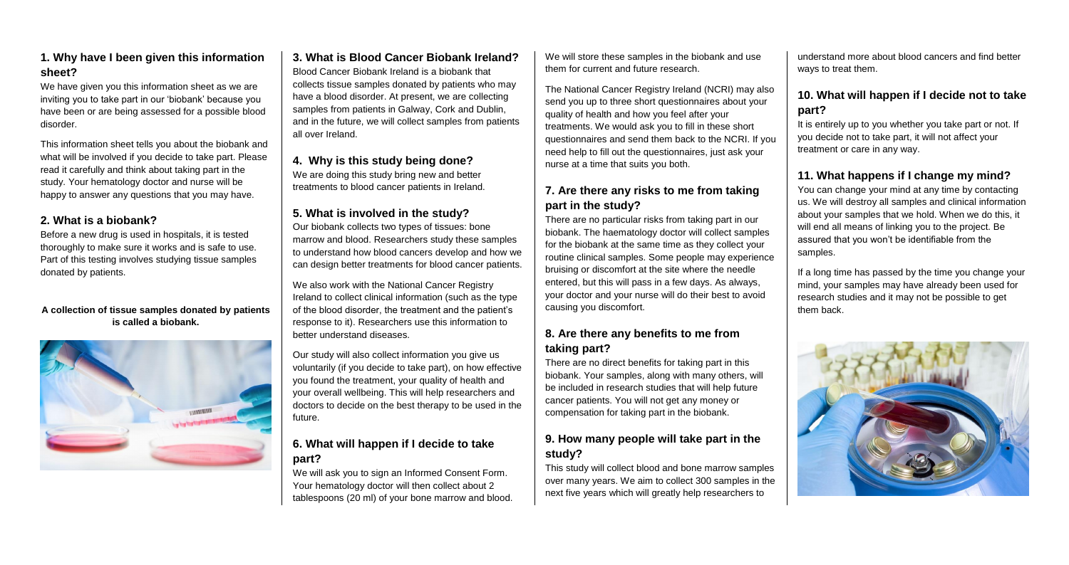## 1. Why have I been given this information sheet?

We have given you this information sheet as we are inviting you to take part in our 'biobank' because you have been or are being assessed for a possible blood disorder.

This information sheet tells you about the biobank and what will be involved if you decide to take part. Please read it carefully and think about taking part in the study. Your hematology doctor and nurse will be happy to answer any questions that you may have.

## 2. What is a biobank?

Before a new drug is used in hospitals, it is tested thoroughly to make sure it works and is safe to use. Part of this testing involves studying tissue samples donated by patients.

**A collection of tissue samples donated by patients is called a biobank.**

## 3. What is Blood Cancer Biobank Ireland?

Blood Cancer Biobank Ireland is a biobank that collects tissue samples donated by patients who may have a blood disorder. At present, we are collecting samples from patients in Galway, Cork and Dublin, and in the future, we will collect samples from patients all over Ireland.

## 4. Why is this study being done?

We are doing this study bring new and better treatments to blood cancer patients in Ireland.

## 5. What is involved in the study?

Our biobank collects two types of tissues: bone marrow and blood. Researchers study these samples to understand how blood cancers develop and how we can design better treatments for blood cancer patients.

We also work with the National Cancer Registry Ireland to collect clinical information (such as the type of the blood disorder, the treatment and the patient's response to it). Researchers use this information to better understand diseases.

Our study will also collect information you give us voluntarily (if you decide to take part), on how effective you found the treatment, your quality of health and your overall wellbeing. This will help researchers and doctors to decide on the best therapy to be used in the future.

## 6. What will happen if I decide to take part?

We will ask you to sign an Informed Consent Form. Your hematology doctor will then collect about 2 tablespoons (20 ml) of your bone marrow and blood. We will store these samples in the biobank and use them for current and future research.

The National Cancer Registry Ireland (NCRI) may also send you up to three short questionnaires about your quality of health and how you feel after your treatments. We would ask you to fill in these short questionnaires and send them back to the NCRI. If you need help to fill out the questionnaires, just ask your nurse at a time that suits you both.

## 7. Are there any risks to me from taking part in the study?

There are no particular risks from taking part in our biobank. The haematology doctor will collect samples for the biobank at the same time as they collect your routine clinical samples. Some people may experience bruising or discomfort at the site where the needle entered, but this will pass in a few days. As always, your doctor and your nurse will do their best to avoid causing you discomfort.

## 8. Are there any benefits to me from taking part?

There are no direct benefits for taking part in this biobank. Your samples, along with many others, will be included in research studies that will help future cancer patients. You will not get any money or compensation for taking part in the biobank.

## 9. How many people will take part in the study?

This study will collect blood and bone marrow samples over many years. We aim to collect 300 samples in the next five years which will greatly help researchers to understand more about blood cancers and find better ways to treat them.

## 10. What will happen if I decide not to take part?

It is entirely up to you whether you take part or not. If you decide not to take part, it will not affect your treatment or care in any way.

## 11. What happens if I change my mind?

You can change your mind at any time by contacting us. We will destroy all samples and clinical information about your samples that we hold. When we do this, it will end all means of linking you to the project. Be assured that you won't be identifiable from the samples.

If a long time has passed by the time you change your mind, your samples may have already been used for research studies and it may not be possible to get them back.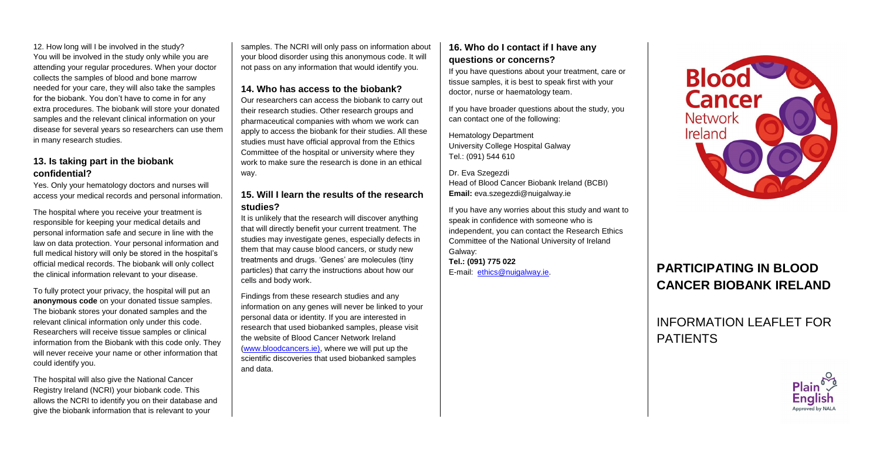12. How long will I be involved in the study?

You will be involved in the study only while you are attending your regular procedures. When your doctor collects the samples of blood and bone marrow needed for your care, they will also take the samples for the biobank. You don't have to come in for any extra procedures. The biobank will store your donated samples and the relevant clinical information on your disease for several years so researchers can use them in many research studies.

### 13. Is taking part in the biobank confidential?

Yes. Only your hematology doctors and nurses will access your medical records and personal information.

The hospital where you receive your treatment is responsible for keeping your medical details and personal information safe and secure in line with the law on data protection. Your personal information and full medical history will only be stored in the hospital's official medical records. The biobank will only collect the clinical information relevant to your disease.

To fully protect your privacy, the hospital will put an **anonymous code** on your donated tissue samples. The biobank stores your donated samples and the relevant clinical information only under this code. Researchers will receive tissue samples or clinical information from the Biobank with this code only. They will never receive your name or other information that could identify you.

The hospital will also give the National Cancer Registry Ireland (NCRI) your biobank code. This allows the NCRI to identify you on their database and give the biobank information that is relevant to your samples. The NCRI will only pass on information about your blood disorder using this anonymous code. It will not pass on any information that would identify you.

### 14. Who has access to the biobank?

Our researchers can access the biobank to carry out their research studies. Other research groups and pharmaceutical companies with whom we work can apply to access the biobank for their studies. All these studies must have official approval from the Ethics Committee of the hospital or university where they work to make sure the research is done in an ethical way.

### 15. Will I learn the results of the research studies?

It is unlikely that the research will discover anything that will directly benefit your current treatment. The studies may investigate genes, especially defects in them that may cause blood cancers, or study new treatments and drugs. 'Genes' are molecules (tiny particles) that carry the instructions about how our cells and body work.

Findings from these research studies and any information on any genes will never be linked to your personal data or identity. If you are interested in research that used biobanked samples, please visit the website of Blood Cancer Network Ireland (www.bloodcancers.ie), where we will put up the scientific discoveries that used biobanked samples and data.

### 16. Who do I contact if I have any questions or concerns?

If you have questions about your treatment, care or tissue samples, it is best to speak first with your doctor, nurse or haematology team.

If you have broader questions about the study, you can contact one of the following:

Hematology Department
University College Hospital Galway
Tel.: (091) 544 610

Dr. Eva Szegezdi
Head of Blood Cancer Biobank Ireland (BCBI)
**Email:** eva.szegezdi@nuigalway.ie

If you have any worries about this study and want to speak in confidence with someone who is independent, you can contact the Research Ethics Committee of the National University of Ireland Galway:
**Tel.: (091) 775 022**
E-mail: ethics@nuigalway.ie.

Blood Cancer Network Ireland

# PARTICIPATING IN BLOOD CANCER BIOBANK IRELAND

## INFORMATION LEAFLET FOR PATIENTS

Plain English Approved by NALA